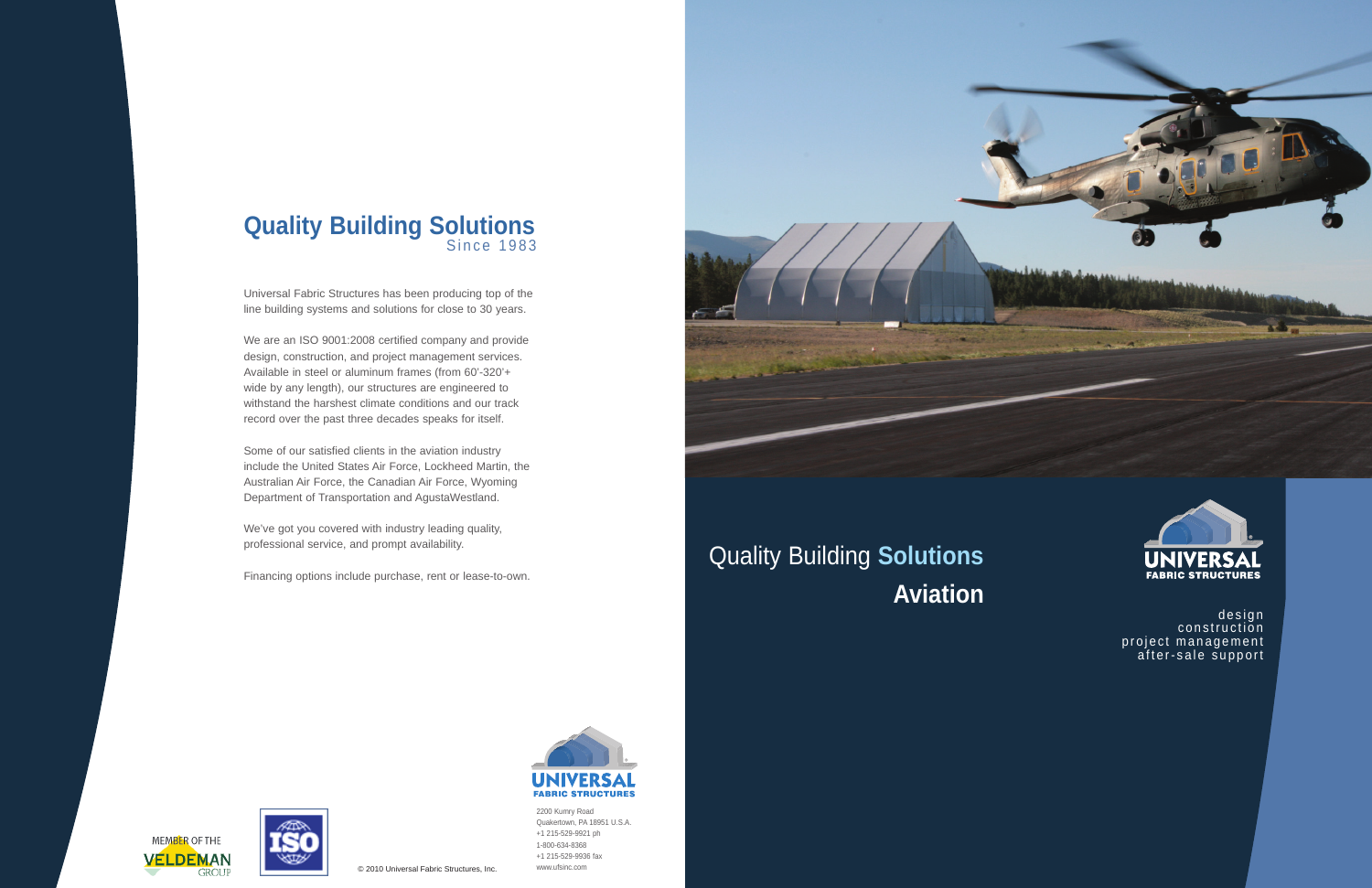## Quality Building Solutions
Since 1983

Universal Fabric Structures has been producing top of the line building systems and solutions for close to 30 years.

We are an ISO 9001:2008 certified company and provide design, construction, and project management services. Available in steel or aluminum frames (from 60'-320'+ wide by any length), our structures are engineered to withstand the harshest climate conditions and our track record over the past three decades speaks for itself.

Some of our satisfied clients in the aviation industry include the United States Air Force, Lockheed Martin, the Australian Air Force, the Canadian Air Force, Wyoming Department of Transportation and AgustaWestland.

We've got you covered with industry leading quality, professional service, and prompt availability.

Financing options include purchase, rent or lease-to-own.

MEMBER OF THE VELDEMAN GROUP

ISO

© 2010 Universal Fabric Structures, Inc.

UNIVERSAL FABRIC STRUCTURES

2200 Kumry Road
Quakertown, PA 18951 U.S.A.
+1 215-529-9921 ph
1-800-634-8368
+1 215-529-9936 fax
www.ufsinc.com

# Quality Building **Solutions**
## Aviation

UNIVERSAL FABRIC STRUCTURES

design
construction
project management
after-sale support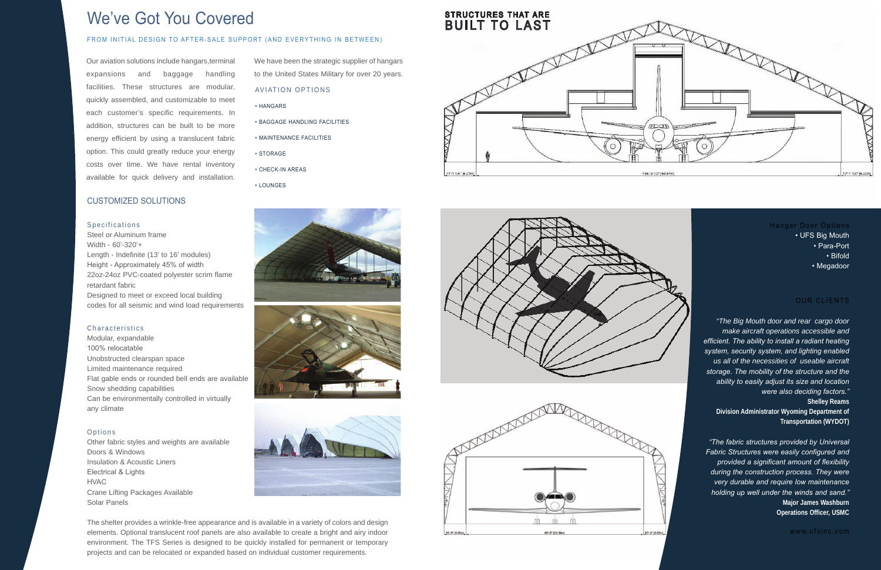# We've Got You Covered

FROM INITIAL DESIGN TO AFTER-SALE SUPPORT (AND EVERYTHING IN BETWEEN)

Our aviation solutions include hangars, terminal expansions and baggage handling facilities. These structures are modular, quickly assembled, and customizable to meet each customer's specific requirements. In addition, structures can be built to be more energy efficient by using a translucent fabric option. This could greatly reduce your energy costs over time. We have rental inventory available for quick delivery and installation.

We have been the strategic supplier of hangars to the United States Military for over 20 years.

## AVIATION OPTIONS

- HANGARS
- BAGGAGE HANDLING FACILITIES
- MAINTENANCE FACILITIES
- STORAGE
- CHECK-IN AREAS
- LOUNGES

## CUSTOMIZED SOLUTIONS

### Specifications

Steel or Aluminum frame
Width - 60'-320'+
Length - Indefinite (13' to 16' modules)
Height - Approximately 45% of width
22oz-24oz PVC-coated polyester scrim flame retardant fabric
Designed to meet or exceed local building codes for all seismic and wind load requirements

### Characteristics

Modular, expandable
100% relocatable
Unobstructed clearspan space
Limited maintenance required
Flat gable ends or rounded bell ends are available
Snow shedding capabilities
Can be environmentally controlled in virtually any climate

### Options

Other fabric styles and weights are available
Doors & Windows
Insulation & Acoustic Liners
Electrical & Lights
HVAC
Crane Lifting Packages Available
Solar Panels

The shelter provides a wrinkle-free appearance and is available in a variety of colors and design elements. Optional translucent roof panels are also available to create a bright and airy indoor environment. The TFS Series is designed to be quickly installed for permanent or temporary projects and can be relocated or expanded based on individual customer requirements.

## STRUCTURES THAT ARE BUILT TO LAST

### Hangar Door Options

- UFS Big Mouth
- Para-Port
- Bifold
- Megadoor

### OUR CLIENTS

*"The Big Mouth door and rear cargo door make aircraft operations accessible and efficient. The ability to install a radiant heating system, security system, and lighting enabled us all of the necessities of useable aircraft storage. The mobility of the structure and the ability to easily adjust its size and location were also deciding factors."*

**Shelley Reams**
**Division Administrator Wyoming Department of Transportation (WYDOT)**

*"The fabric structures provided by Universal Fabric Structures were easily configured and provided a significant amount of flexibility during the construction process. They were very durable and require low maintenance holding up well under the winds and sand."*

**Major James Washburn**
**Operations Officer, USMC**

www.ufsinc.com